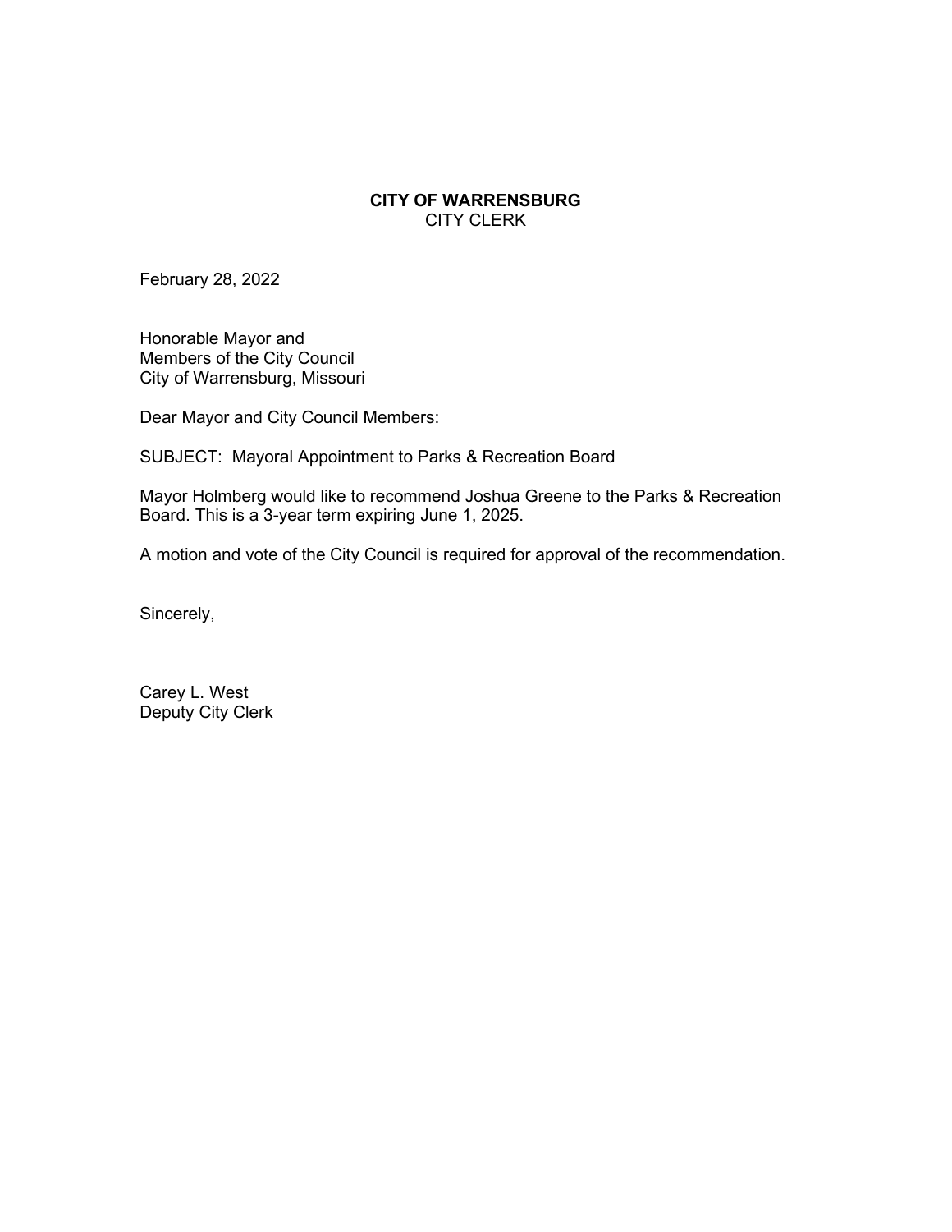**CITY OF WARRENSBURG**
CITY CLERK

February 28, 2022

Honorable Mayor and
Members of the City Council
City of Warrensburg, Missouri

Dear Mayor and City Council Members:

SUBJECT: Mayoral Appointment to Parks & Recreation Board

Mayor Holmberg would like to recommend Joshua Greene to the Parks & Recreation Board. This is a 3-year term expiring June 1, 2025.

A motion and vote of the City Council is required for approval of the recommendation.

Sincerely,

Carey L. West
Deputy City Clerk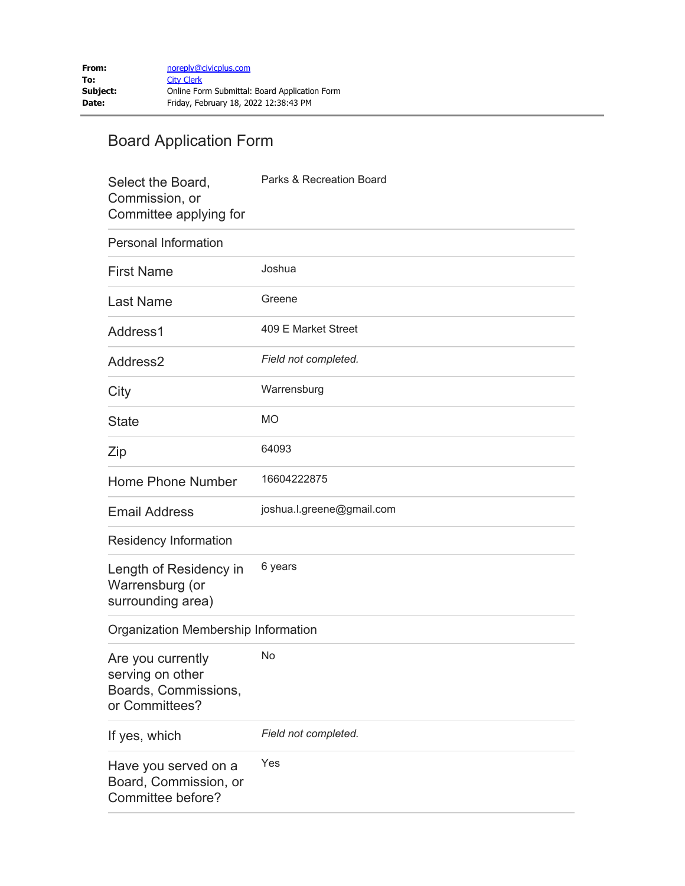**From:** noreply@civicplus.com
**To:** City Clerk
**Subject:** Online Form Submittal: Board Application Form
**Date:** Friday, February 18, 2022 12:38:43 PM

# Board Application Form

| | |
|---|---|
| Select the Board, Commission, or Committee applying for | Parks & Recreation Board |
| **Personal Information** | |
| First Name | Joshua |
| Last Name | Greene |
| Address1 | 409 E Market Street |
| Address2 | *Field not completed.* |
| City | Warrensburg |
| State | MO |
| Zip | 64093 |
| Home Phone Number | 16604222875 |
| Email Address | joshua.l.greene@gmail.com |
| **Residency Information** | |
| Length of Residency in Warrensburg (or surrounding area) | 6 years |
| **Organization Membership Information** | |
| Are you currently serving on other Boards, Commissions, or Committees? | No |
| If yes, which | *Field not completed.* |
| Have you served on a Board, Commission, or Committee before? | Yes |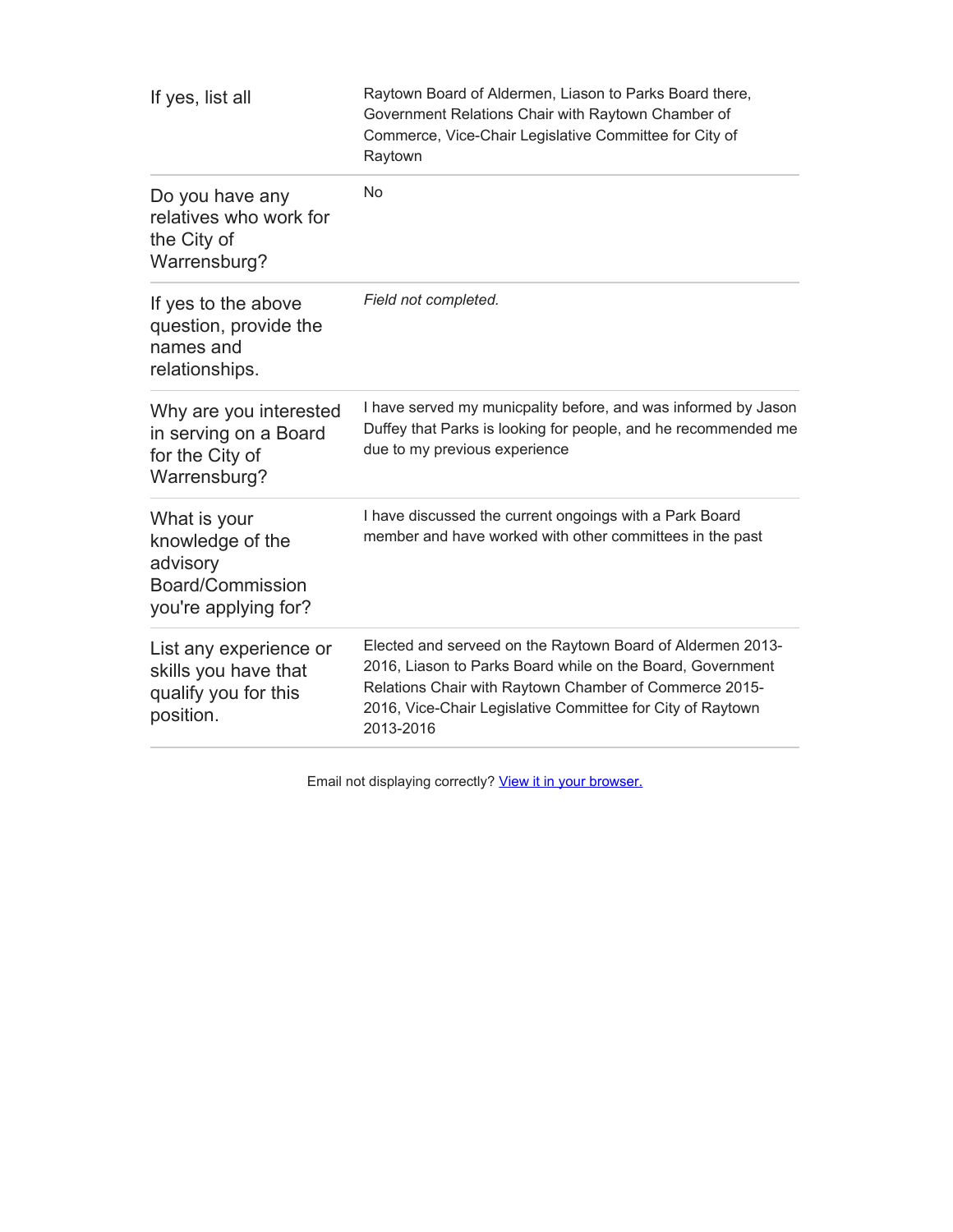| | |
|---|---|
| If yes, list all | Raytown Board of Aldermen, Liason to Parks Board there, Government Relations Chair with Raytown Chamber of Commerce, Vice-Chair Legislative Committee for City of Raytown |
| Do you have any relatives who work for the City of Warrensburg? | No |
| If yes to the above question, provide the names and relationships. | *Field not completed.* |
| Why are you interested in serving on a Board for the City of Warrensburg? | I have served my municpality before, and was informed by Jason Duffey that Parks is looking for people, and he recommended me due to my previous experience |
| What is your knowledge of the advisory Board/Commission you're applying for? | I have discussed the current ongoings with a Park Board member and have worked with other committees in the past |
| List any experience or skills you have that qualify you for this position. | Elected and serveed on the Raytown Board of Aldermen 2013-2016, Liason to Parks Board while on the Board, Government Relations Chair with Raytown Chamber of Commerce 2015-2016, Vice-Chair Legislative Committee for City of Raytown 2013-2016 |

Email not displaying correctly? [View it in your browser.]